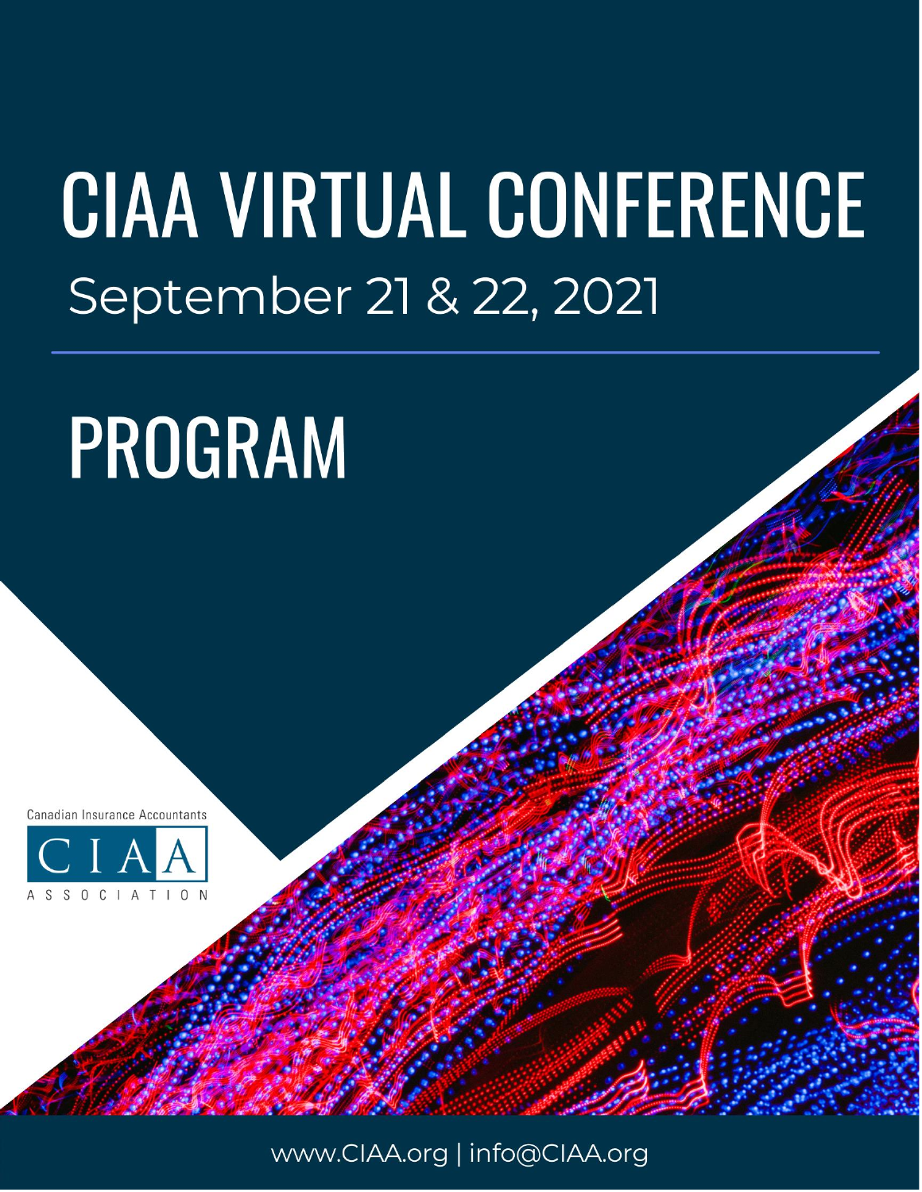# CIAA VIRTUAL CONFERENCE

September 21 & 22, 2021

# PROGRAM

Canadian Insurance Accountants

CIAA

ASSOCIATION

www.CIAA.org | info@CIAA.org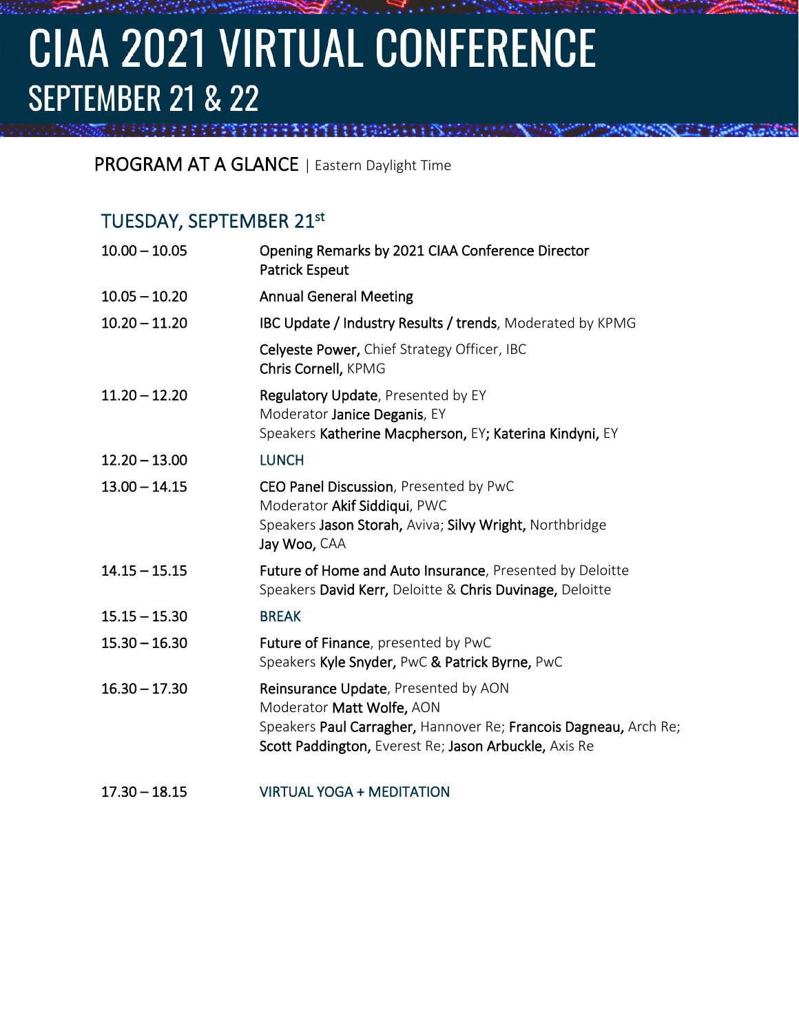# CIAA 2021 VIRTUAL CONFERENCE
## SEPTEMBER 21 & 22

**PROGRAM AT A GLANCE** | Eastern Daylight Time

### TUESDAY, SEPTEMBER 21st

| | |
|---|---|
| 10.00 – 10.05 | **Opening Remarks by 2021 CIAA Conference Director** **Patrick Espeut** |
| 10.05 – 10.20 | **Annual General Meeting** |
| 10.20 – 11.20 | **IBC Update / Industry Results / trends**, Moderated by KPMG<br>**Celyeste Power,** Chief Strategy Officer, IBC<br>**Chris Cornell,** KPMG |
| 11.20 – 12.20 | **Regulatory Update**, Presented by EY<br>Moderator **Janice Deganis**, EY<br>Speakers **Katherine Macpherson,** EY; **Katerina Kindyni,** EY |
| 12.20 – 13.00 | LUNCH |
| 13.00 – 14.15 | **CEO Panel Discussion**, Presented by PwC<br>Moderator **Akif Siddiqui**, PWC<br>Speakers **Jason Storah,** Aviva; **Silvy Wright,** Northbridge<br>**Jay Woo,** CAA |
| 14.15 – 15.15 | **Future of Home and Auto Insurance**, Presented by Deloitte<br>Speakers **David Kerr,** Deloitte & **Chris Duvinage,** Deloitte |
| 15.15 – 15.30 | BREAK |
| 15.30 – 16.30 | **Future of Finance**, presented by PwC<br>Speakers **Kyle Snyder,** PwC & **Patrick Byrne,** PwC |
| 16.30 – 17.30 | **Reinsurance Update**, Presented by AON<br>Moderator **Matt Wolfe,** AON<br>Speakers **Paul Carragher,** Hannover Re; **Francois Dagneau,** Arch Re;<br>**Scott Paddington,** Everest Re; **Jason Arbuckle,** Axis Re |
| 17.30 – 18.15 | VIRTUAL YOGA + MEDITATION |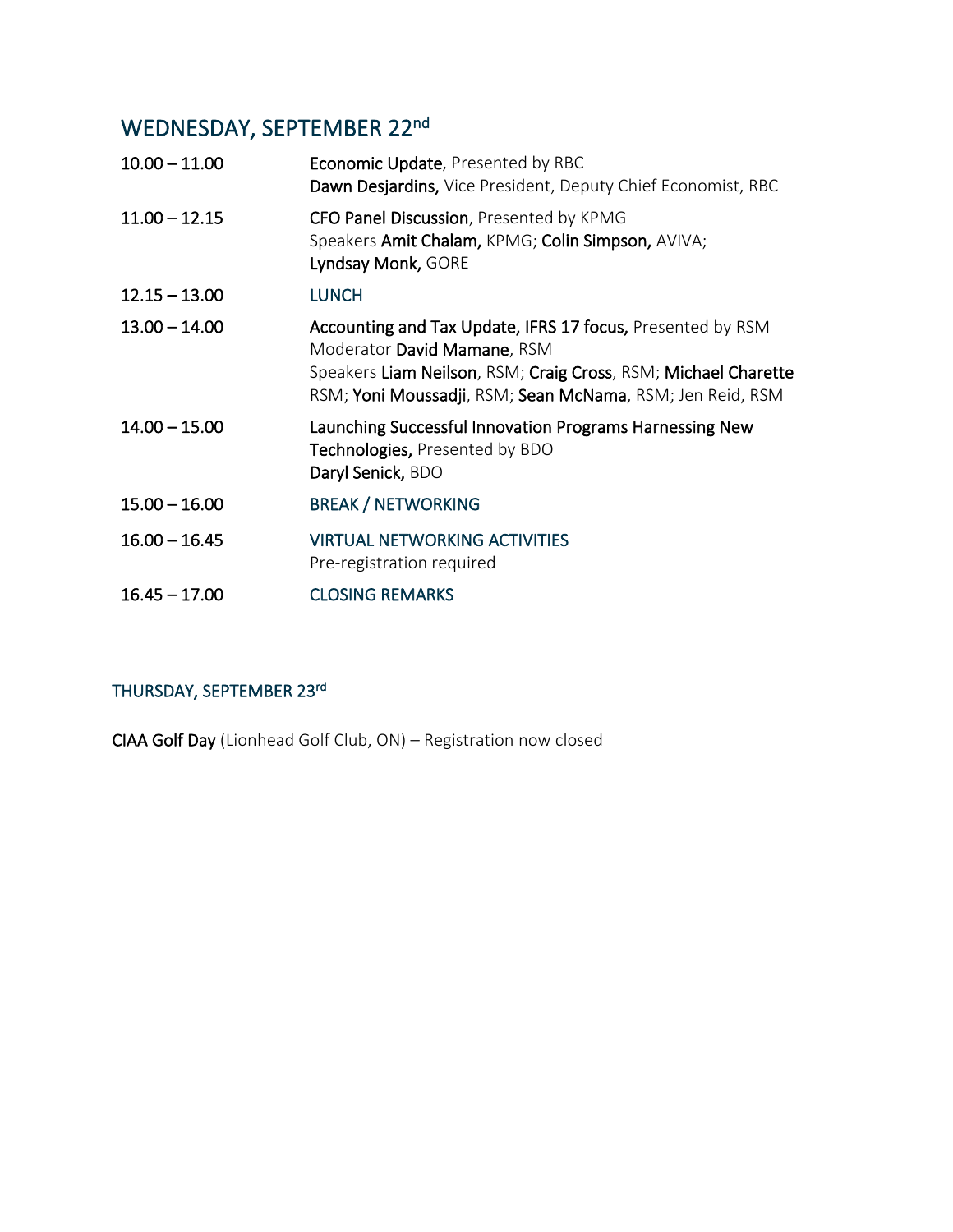## WEDNESDAY, SEPTEMBER 22nd

| | |
|---|---|
| 10.00 – 11.00 | **Economic Update**, Presented by RBC<br>**Dawn Desjardins,** Vice President, Deputy Chief Economist, RBC |
| 11.00 – 12.15 | **CFO Panel Discussion**, Presented by KPMG<br>Speakers **Amit Chalam,** KPMG; **Colin Simpson,** AVIVA; **Lyndsay Monk,** GORE |
| 12.15 – 13.00 | LUNCH |
| 13.00 – 14.00 | **Accounting and Tax Update, IFRS 17 focus,** Presented by RSM<br>Moderator **David Mamane**, RSM<br>Speakers **Liam Neilson**, RSM; **Craig Cross**, RSM; **Michael Charette** RSM; **Yoni Moussadji**, RSM; **Sean McNama**, RSM; Jen Reid, RSM |
| 14.00 – 15.00 | **Launching Successful Innovation Programs Harnessing New Technologies,** Presented by BDO<br>**Daryl Senick,** BDO |
| 15.00 – 16.00 | BREAK / NETWORKING |
| 16.00 – 16.45 | VIRTUAL NETWORKING ACTIVITIES<br>Pre-registration required |
| 16.45 – 17.00 | CLOSING REMARKS |

### THURSDAY, SEPTEMBER 23rd

**CIAA Golf Day** (Lionhead Golf Club, ON) – Registration now closed